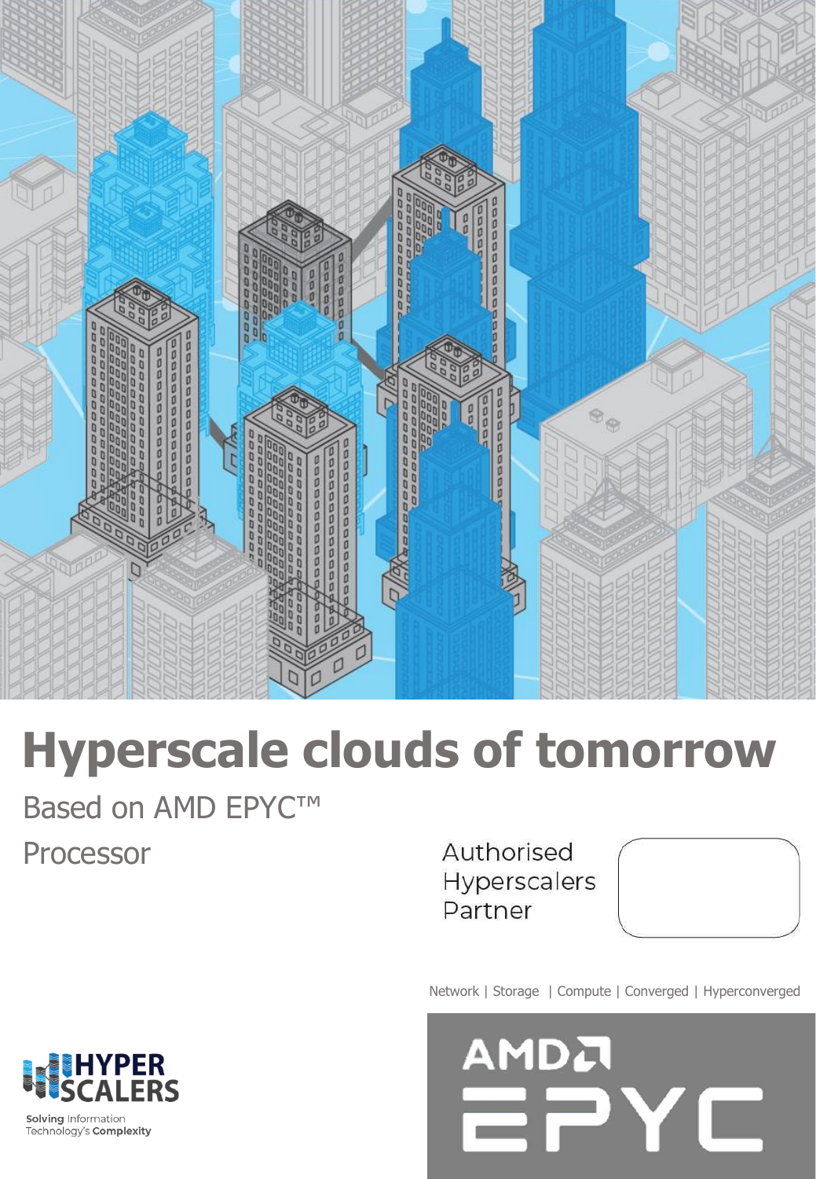# Hyperscale clouds of tomorrow

Based on AMD EPYC™ Processor

Authorised Hyperscalers Partner

Network | Storage | Compute | Converged | Hyperconverged

HYPER SCALERS

**Solving** Information Technology's **Complexity**

AMD EPYC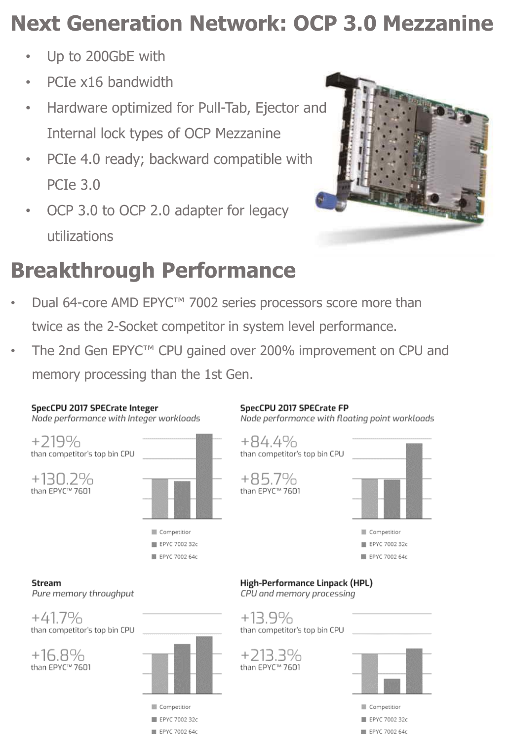# Next Generation Network: OCP 3.0 Mezzanine

- Up to 200GbE with
- PCIe x16 bandwidth
- Hardware optimized for Pull-Tab, Ejector and Internal lock types of OCP Mezzanine
- PCIe 4.0 ready; backward compatible with PCIe 3.0
- OCP 3.0 to OCP 2.0 adapter for legacy utilizations

# Breakthrough Performance

- Dual 64-core AMD EPYC™ 7002 series processors score more than twice as the 2-Socket competitor in system level performance.
- The 2nd Gen EPYC™ CPU gained over 200% improvement on CPU and memory processing than the 1st Gen.

**SpecCPU 2017 SPECrate Integer**
*Node performance with Integer workloads*

+219%
than competitor's top bin CPU

+130.2%
than EPYC™ 7601

Competitior
EPYC 7002 32c
EPYC 7002 64c

**SpecCPU 2017 SPECrate FP**
*Node performance with floating point workloads*

+84.4%
than competitor's top bin CPU

+85.7%
than EPYC™ 7601

Competitior
EPYC 7002 32c
EPYC 7002 64c

**Stream**
*Pure memory throughput*

+41.7%
than competitor's top bin CPU

+16.8%
than EPYC™ 7601

Competitior
EPYC 7002 32c
EPYC 7002 64c

**High-Performance Linpack (HPL)**
*CPU and memory processing*

+13.9%
than competitor's top bin CPU

+213.3%
than EPYC™ 7601

Competitior
EPYC 7002 32c
EPYC 7002 64c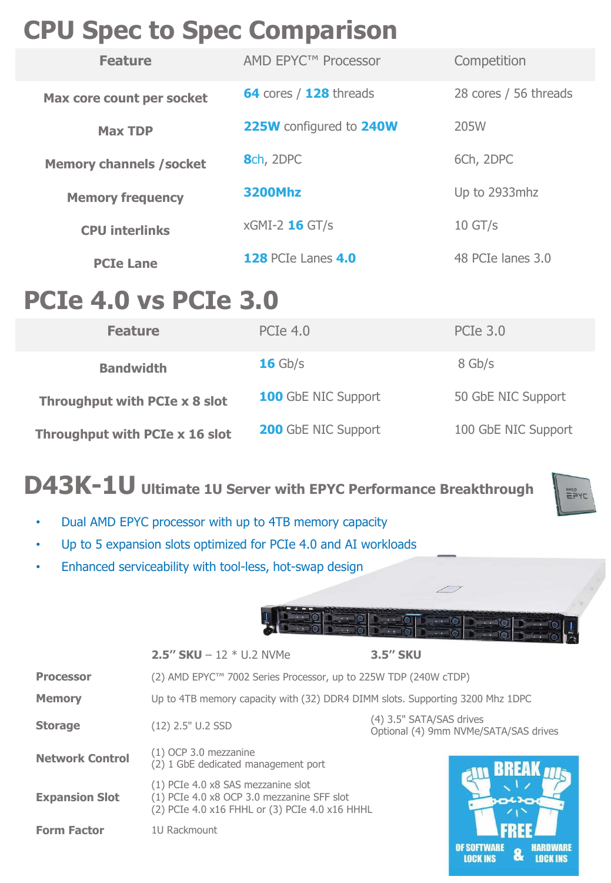# CPU Spec to Spec Comparison

| Feature | AMD EPYC™ Processor | Competition |
|---|---|---|
| Max core count per socket | **64** cores / **128** threads | 28 cores / 56 threads |
| Max TDP | **225W** configured to **240W** | 205W |
| Memory channels /socket | **8**ch, 2DPC | 6Ch, 2DPC |
| Memory frequency | **3200Mhz** | Up to 2933mhz |
| CPU interlinks | xGMI-2 **16** GT/s | 10 GT/s |
| PCIe Lane | **128** PCIe Lanes **4.0** | 48 PCIe lanes 3.0 |

# PCIe 4.0 vs PCIe 3.0

| Feature | PCIe 4.0 | PCIe 3.0 |
|---|---|---|
| Bandwidth | **16** Gb/s | 8 Gb/s |
| Throughput with PCIe x 8 slot | **100** GbE NIC Support | 50 GbE NIC Support |
| Throughput with PCIe x 16 slot | **200** GbE NIC Support | 100 GbE NIC Support |

# D43K-1U Ultimate 1U Server with EPYC Performance Breakthrough

- Dual AMD EPYC processor with up to 4TB memory capacity
- Up to 5 expansion slots optimized for PCIe 4.0 and AI workloads
- Enhanced serviceability with tool-less, hot-swap design

| | **2.5" SKU** – 12 * U.2 NVMe | **3.5" SKU** |
|---|---|---|
| **Processor** | (2) AMD EPYC™ 7002 Series Processor, up to 225W TDP (240W cTDP) | |
| **Memory** | Up to 4TB memory capacity with (32) DDR4 DIMM slots. Supporting 3200 Mhz 1DPC | |
| **Storage** | (12) 2.5" U.2 SSD | (4) 3.5" SATA/SAS drives<br>Optional (4) 9mm NVMe/SATA/SAS drives |
| **Network Control** | (1) OCP 3.0 mezzanine<br>(2) 1 GbE dedicated management port | |
| **Expansion Slot** | (1) PCIe 4.0 x8 SAS mezzanine slot<br>(1) PCIe 4.0 x8 OCP 3.0 mezzanine SFF slot<br>(2) PCIe 4.0 x16 FHHL or (3) PCIe 4.0 x16 HHHL | |
| **Form Factor** | 1U Rackmount | |

BREAK FREE OF SOFTWARE LOCK INS & HARDWARE LOCK INS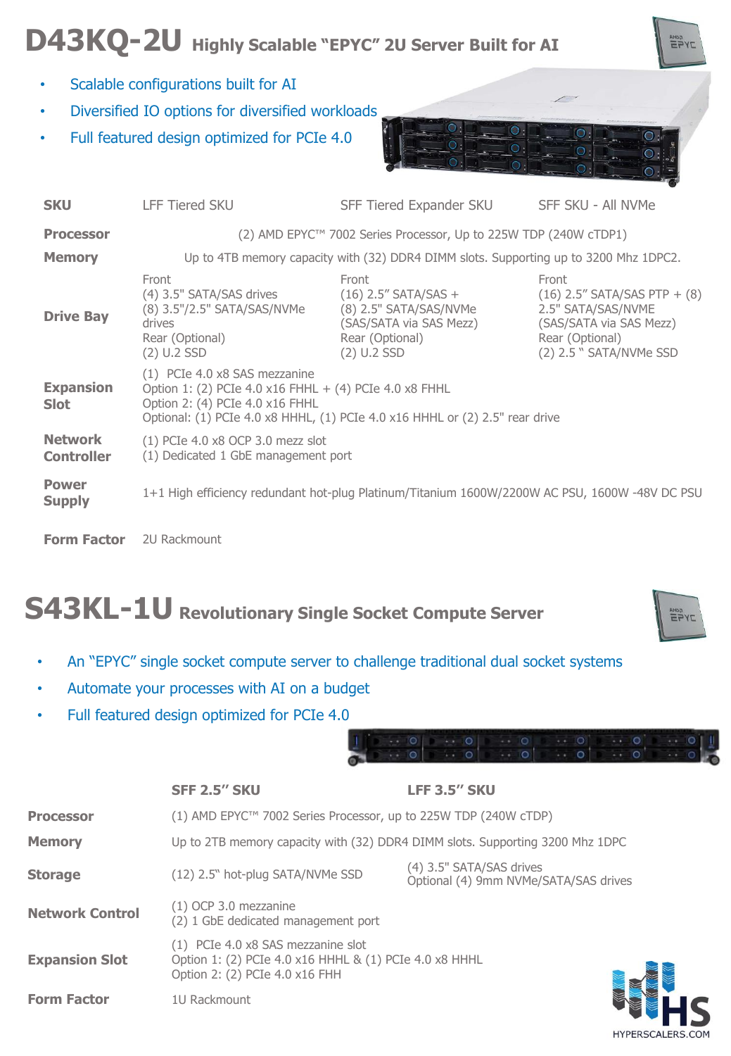# D43KQ-2U Highly Scalable "EPYC" 2U Server Built for AI

- Scalable configurations built for AI
- Diversified IO options for diversified workloads
- Full featured design optimized for PCIe 4.0

| SKU | LFF Tiered SKU | SFF Tiered Expander SKU | SFF SKU - All NVMe |
|---|---|---|---|
| Processor | (2) AMD EPYC™ 7002 Series Processor, Up to 225W TDP (240W cTDP1) | | |
| Memory | Up to 4TB memory capacity with (32) DDR4 DIMM slots. Supporting up to 3200 Mhz 1DPC2. | | |
| Drive Bay | Front<br>(4) 3.5" SATA/SAS drives<br>(8) 3.5"/2.5" SATA/SAS/NVMe drives<br>Rear (Optional)<br>(2) U.2 SSD | Front<br>(16) 2.5" SATA/SAS +<br>(8) 2.5" SATA/SAS/NVMe<br>(SAS/SATA via SAS Mezz)<br>Rear (Optional)<br>(2) U.2 SSD | Front<br>(16) 2.5" SATA/SAS PTP + (8) 2.5" SATA/SAS/NVME<br>(SAS/SATA via SAS Mezz)<br>Rear (Optional)<br>(2) 2.5 " SATA/NVMe SSD |
| Expansion Slot | (1) PCIe 4.0 x8 SAS mezzanine<br>Option 1: (2) PCIe 4.0 x16 FHHL + (4) PCIe 4.0 x8 FHHL<br>Option 2: (4) PCIe 4.0 x16 FHHL<br>Optional: (1) PCIe 4.0 x8 HHHL, (1) PCIe 4.0 x16 HHHL or (2) 2.5" rear drive | | |
| Network Controller | (1) PCIe 4.0 x8 OCP 3.0 mezz slot<br>(1) Dedicated 1 GbE management port | | |
| Power Supply | 1+1 High efficiency redundant hot-plug Platinum/Titanium 1600W/2200W AC PSU, 1600W -48V DC PSU | | |
| Form Factor | 2U Rackmount | | |

# S43KL-1U Revolutionary Single Socket Compute Server

- An "EPYC" single socket compute server to challenge traditional dual socket systems
- Automate your processes with AI on a budget
- Full featured design optimized for PCIe 4.0

| | SFF 2.5" SKU | LFF 3.5" SKU |
|---|---|---|
| Processor | (1) AMD EPYC™ 7002 Series Processor, up to 225W TDP (240W cTDP) | |
| Memory | Up to 2TB memory capacity with (32) DDR4 DIMM slots. Supporting 3200 Mhz 1DPC | |
| Storage | (12) 2.5" hot-plug SATA/NVMe SSD | (4) 3.5" SATA/SAS drives<br>Optional (4) 9mm NVMe/SATA/SAS drives |
| Network Control | (1) OCP 3.0 mezzanine<br>(2) 1 GbE dedicated management port | |
| Expansion Slot | (1) PCIe 4.0 x8 SAS mezzanine slot<br>Option 1: (2) PCIe 4.0 x16 HHHL & (1) PCIe 4.0 x8 HHHL<br>Option 2: (2) PCIe 4.0 x16 FHH | |
| Form Factor | 1U Rackmount | |

HYPERSCALERS.COM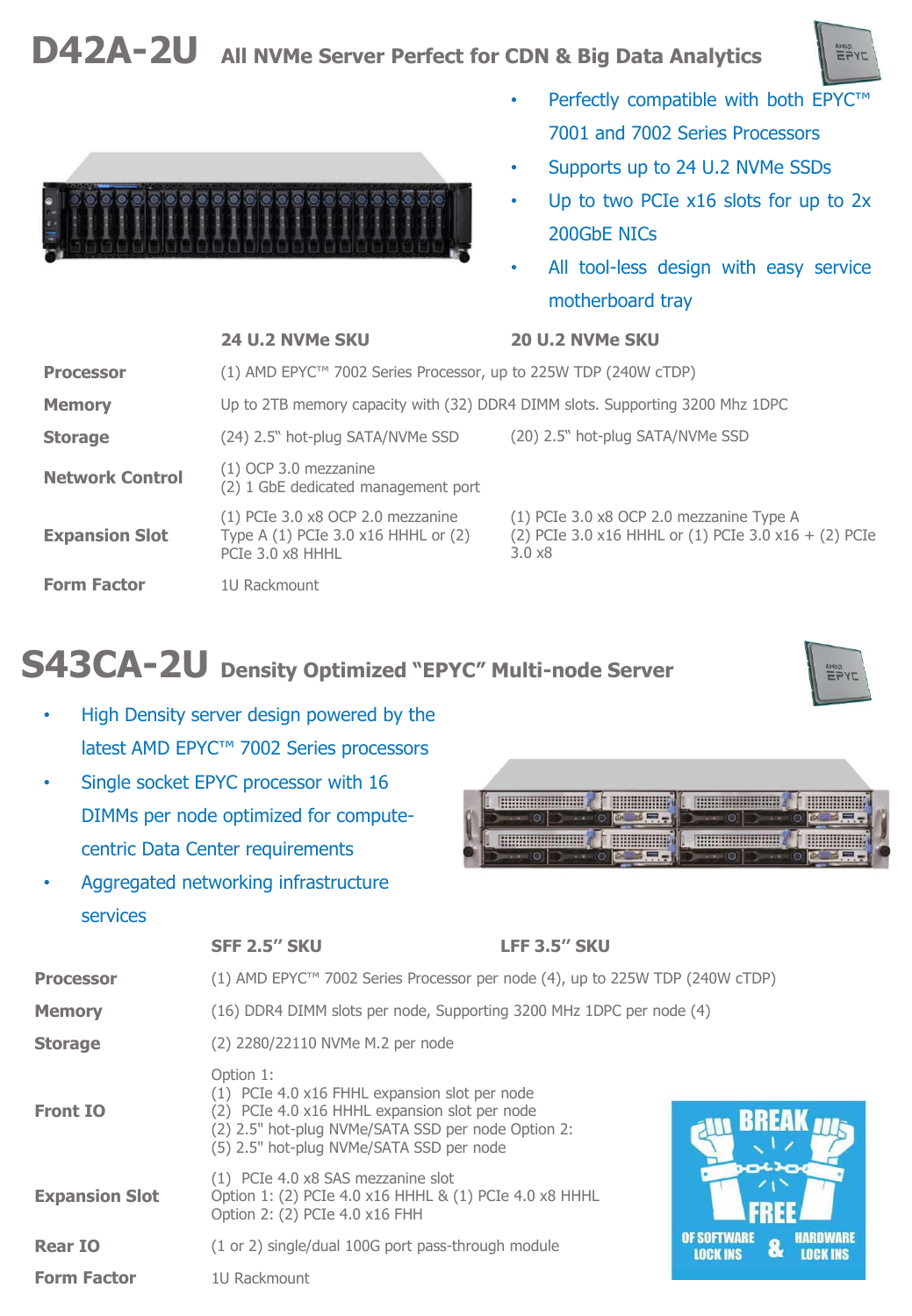# D42A-2U All NVMe Server Perfect for CDN & Big Data Analytics

- Perfectly compatible with both EPYC™ 7001 and 7002 Series Processors
- Supports up to 24 U.2 NVMe SSDs
- Up to two PCIe x16 slots for up to 2x 200GbE NICs
- All tool-less design with easy service motherboard tray

| | 24 U.2 NVMe SKU | 20 U.2 NVMe SKU |
|---|---|---|
| **Processor** | (1) AMD EPYC™ 7002 Series Processor, up to 225W TDP (240W cTDP) | |
| **Memory** | Up to 2TB memory capacity with (32) DDR4 DIMM slots. Supporting 3200 Mhz 1DPC | |
| **Storage** | (24) 2.5" hot-plug SATA/NVMe SSD | (20) 2.5" hot-plug SATA/NVMe SSD |
| **Network Control** | (1) OCP 3.0 mezzanine<br>(2) 1 GbE dedicated management port | |
| **Expansion Slot** | (1) PCIe 3.0 x8 OCP 2.0 mezzanine Type A (1) PCIe 3.0 x16 HHHL or (2) PCIe 3.0 x8 HHHL | (1) PCIe 3.0 x8 OCP 2.0 mezzanine Type A<br>(2) PCIe 3.0 x16 HHHL or (1) PCIe 3.0 x16 + (2) PCIe 3.0 x8 |
| **Form Factor** | 1U Rackmount | |

# S43CA-2U Density Optimized "EPYC" Multi-node Server

- High Density server design powered by the latest AMD EPYC™ 7002 Series processors
- Single socket EPYC processor with 16 DIMMs per node optimized for compute-centric Data Center requirements
- Aggregated networking infrastructure services

| | SFF 2.5" SKU | LFF 3.5" SKU |
|---|---|---|
| **Processor** | (1) AMD EPYC™ 7002 Series Processor per node (4), up to 225W TDP (240W cTDP) | |
| **Memory** | (16) DDR4 DIMM slots per node, Supporting 3200 MHz 1DPC per node (4) | |
| **Storage** | (2) 2280/22110 NVMe M.2 per node | |
| **Front IO** | Option 1:<br>(1) PCIe 4.0 x16 FHHL expansion slot per node<br>(2) PCIe 4.0 x16 HHHL expansion slot per node<br>(2) 2.5" hot-plug NVMe/SATA SSD per node Option 2:<br>(5) 2.5" hot-plug NVMe/SATA SSD per node | |
| **Expansion Slot** | (1) PCIe 4.0 x8 SAS mezzanine slot<br>Option 1: (2) PCIe 4.0 x16 HHHL & (1) PCIe 4.0 x8 HHHL<br>Option 2: (2) PCIe 4.0 x16 FHH | |
| **Rear IO** | (1 or 2) single/dual 100G port pass-through module | |
| **Form Factor** | 1U Rackmount | |

BREAK FREE OF SOFTWARE LOCK INS & HARDWARE LOCK INS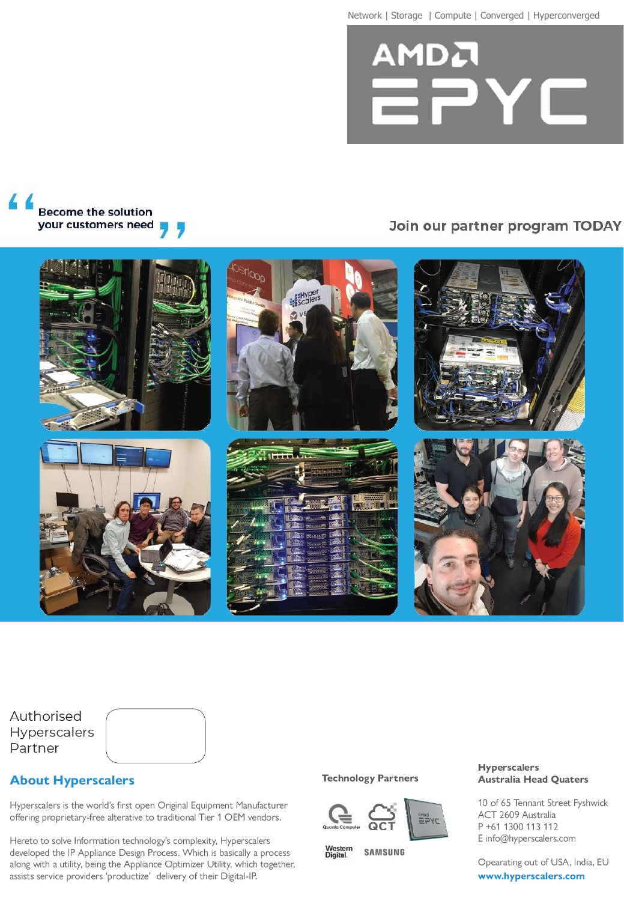Network | Storage | Compute | Converged | Hyperconverged

AMD EPYC

"Become the solution your customers need"

Join our partner program TODAY

Authorised Hyperscalers Partner

## About Hyperscalers

Hyperscalers is the world's first open Original Equipment Manufacturer offering proprietary-free alterative to traditional Tier 1 OEM vendors.

Hereto to solve Information technology's complexity, Hyperscalers developed the IP Appliance Design Process. Which is basically a process along with a utility, being the Appliance Optimizer Utility, which together, assists service providers 'productize' delivery of their Digital-IP.

**Technology Partners**

Quanta Computer, QCT, AMD EPYC, Western Digital, SAMSUNG

**Hyperscalers Australia Head Quaters**

10 of 65 Tennant Street Fyshwick
ACT 2609 Australia
P +61 1300 113 112
E info@hyperscalers.com

Opearating out of USA, India, EU

**www.hyperscalers.com**